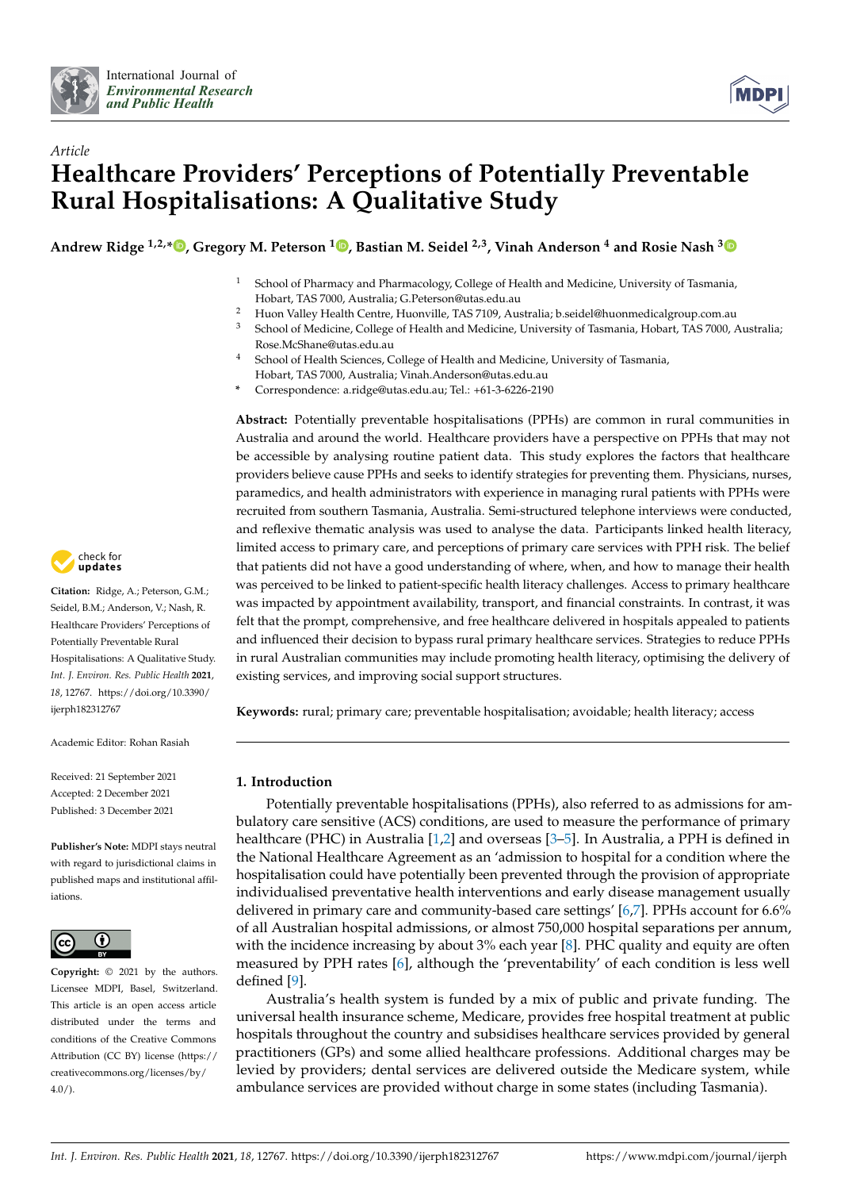International Journal of *Environmental Research and Public Health*

*Article*

# Healthcare Providers' Perceptions of Potentially Preventable Rural Hospitalisations: A Qualitative Study

**Andrew Ridge [1,2,*], Gregory M. Peterson [1], Bastian M. Seidel [2,3], Vinah Anderson [4] and Rosie Nash [3]**

[1] School of Pharmacy and Pharmacology, College of Health and Medicine, University of Tasmania, Hobart, TAS 7000, Australia; G.Peterson@utas.edu.au

[2] Huon Valley Health Centre, Huonville, TAS 7109, Australia; b.seidel@huonmedicalgroup.com.au

[3] School of Medicine, College of Health and Medicine, University of Tasmania, Hobart, TAS 7000, Australia; Rose.McShane@utas.edu.au

[4] School of Health Sciences, College of Health and Medicine, University of Tasmania, Hobart, TAS 7000, Australia; Vinah.Anderson@utas.edu.au

\* Correspondence: a.ridge@utas.edu.au; Tel.: +61-3-6226-2190

**Abstract:** Potentially preventable hospitalisations (PPHs) are common in rural communities in Australia and around the world. Healthcare providers have a perspective on PPHs that may not be accessible by analysing routine patient data. This study explores the factors that healthcare providers believe cause PPHs and seeks to identify strategies for preventing them. Physicians, nurses, paramedics, and health administrators with experience in managing rural patients with PPHs were recruited from southern Tasmania, Australia. Semi-structured telephone interviews were conducted, and reflexive thematic analysis was used to analyse the data. Participants linked health literacy, limited access to primary care, and perceptions of primary care services with PPH risk. The belief that patients did not have a good understanding of where, when, and how to manage their health was perceived to be linked to patient-specific health literacy challenges. Access to primary healthcare was impacted by appointment availability, transport, and financial constraints. In contrast, it was felt that the prompt, comprehensive, and free healthcare delivered in hospitals appealed to patients and influenced their decision to bypass rural primary healthcare services. Strategies to reduce PPHs in rural Australian communities may include promoting health literacy, optimising the delivery of existing services, and improving social support structures.

**Keywords:** rural; primary care; preventable hospitalisation; avoidable; health literacy; access

**Citation:** Ridge, A.; Peterson, G.M.; Seidel, B.M.; Anderson, V.; Nash, R. Healthcare Providers' Perceptions of Potentially Preventable Rural Hospitalisations: A Qualitative Study. *Int. J. Environ. Res. Public Health* **2021**, *18*, 12767. https://doi.org/10.3390/ijerph182312767

Academic Editor: Rohan Rasiah

Received: 21 September 2021
Accepted: 2 December 2021
Published: 3 December 2021

**Publisher's Note:** MDPI stays neutral with regard to jurisdictional claims in published maps and institutional affiliations.

**Copyright:** © 2021 by the authors. Licensee MDPI, Basel, Switzerland. This article is an open access article distributed under the terms and conditions of the Creative Commons Attribution (CC BY) license (https://creativecommons.org/licenses/by/4.0/).

## 1. Introduction

Potentially preventable hospitalisations (PPHs), also referred to as admissions for ambulatory care sensitive (ACS) conditions, are used to measure the performance of primary healthcare (PHC) in Australia [1,2] and overseas [3–5]. In Australia, a PPH is defined in the National Healthcare Agreement as an 'admission to hospital for a condition where the hospitalisation could have potentially been prevented through the provision of appropriate individualised preventative health interventions and early disease management usually delivered in primary care and community-based care settings' [6,7]. PPHs account for 6.6% of all Australian hospital admissions, or almost 750,000 hospital separations per annum, with the incidence increasing by about 3% each year [8]. PHC quality and equity are often measured by PPH rates [6], although the 'preventability' of each condition is less well defined [9].

Australia's health system is funded by a mix of public and private funding. The universal health insurance scheme, Medicare, provides free hospital treatment at public hospitals throughout the country and subsidises healthcare services provided by general practitioners (GPs) and some allied healthcare professions. Additional charges may be levied by providers; dental services are delivered outside the Medicare system, while ambulance services are provided without charge in some states (including Tasmania).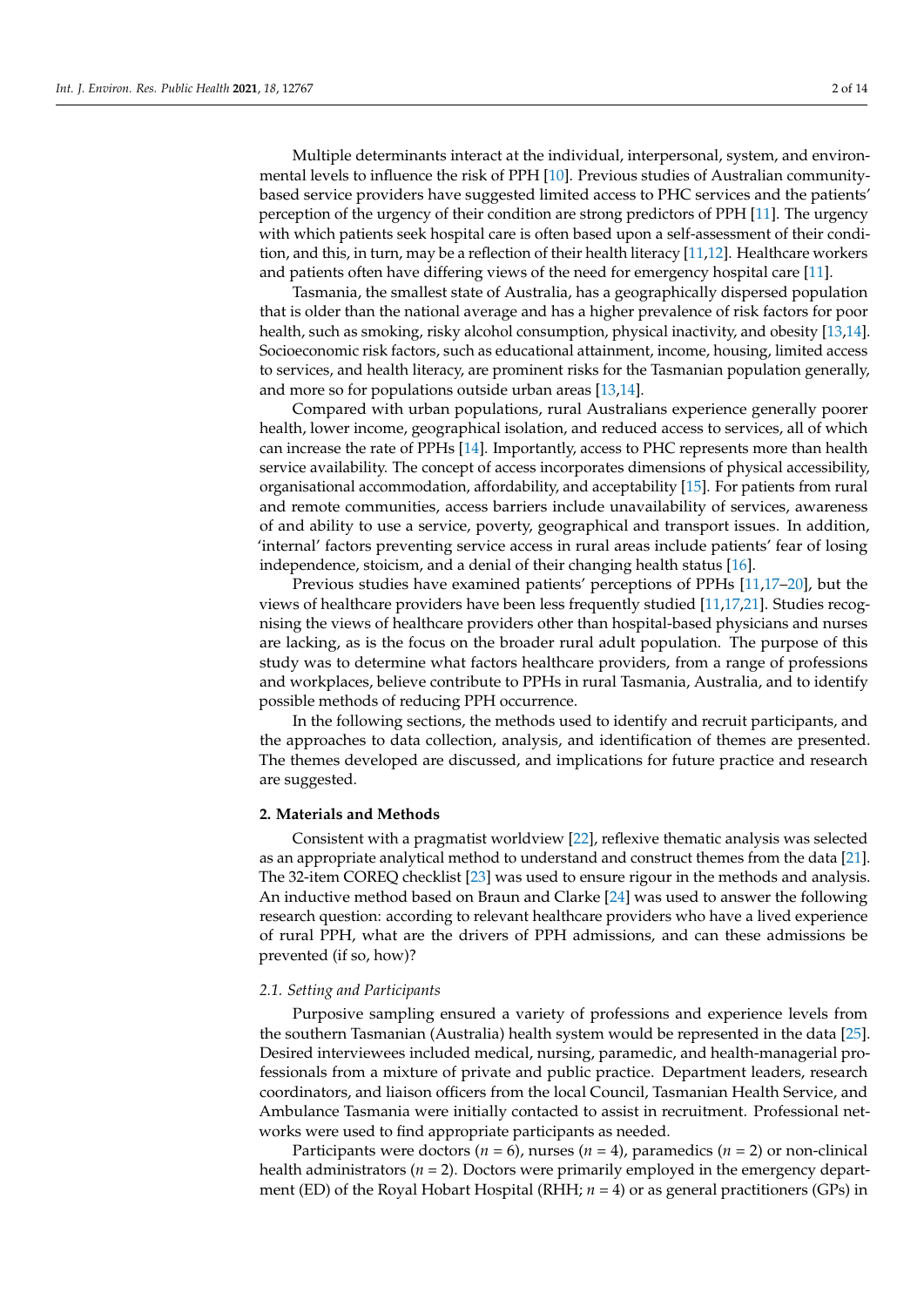Multiple determinants interact at the individual, interpersonal, system, and environmental levels to influence the risk of PPH [10]. Previous studies of Australian community-based service providers have suggested limited access to PHC services and the patients' perception of the urgency of their condition are strong predictors of PPH [11]. The urgency with which patients seek hospital care is often based upon a self-assessment of their condition, and this, in turn, may be a reflection of their health literacy [11,12]. Healthcare workers and patients often have differing views of the need for emergency hospital care [11].

Tasmania, the smallest state of Australia, has a geographically dispersed population that is older than the national average and has a higher prevalence of risk factors for poor health, such as smoking, risky alcohol consumption, physical inactivity, and obesity [13,14]. Socioeconomic risk factors, such as educational attainment, income, housing, limited access to services, and health literacy, are prominent risks for the Tasmanian population generally, and more so for populations outside urban areas [13,14].

Compared with urban populations, rural Australians experience generally poorer health, lower income, geographical isolation, and reduced access to services, all of which can increase the rate of PPHs [14]. Importantly, access to PHC represents more than health service availability. The concept of access incorporates dimensions of physical accessibility, organisational accommodation, affordability, and acceptability [15]. For patients from rural and remote communities, access barriers include unavailability of services, awareness of and ability to use a service, poverty, geographical and transport issues. In addition, 'internal' factors preventing service access in rural areas include patients' fear of losing independence, stoicism, and a denial of their changing health status [16].

Previous studies have examined patients' perceptions of PPHs [11,17–20], but the views of healthcare providers have been less frequently studied [11,17,21]. Studies recognising the views of healthcare providers other than hospital-based physicians and nurses are lacking, as is the focus on the broader rural adult population. The purpose of this study was to determine what factors healthcare providers, from a range of professions and workplaces, believe contribute to PPHs in rural Tasmania, Australia, and to identify possible methods of reducing PPH occurrence.

In the following sections, the methods used to identify and recruit participants, and the approaches to data collection, analysis, and identification of themes are presented. The themes developed are discussed, and implications for future practice and research are suggested.

## 2. Materials and Methods

Consistent with a pragmatist worldview [22], reflexive thematic analysis was selected as an appropriate analytical method to understand and construct themes from the data [21]. The 32-item COREQ checklist [23] was used to ensure rigour in the methods and analysis. An inductive method based on Braun and Clarke [24] was used to answer the following research question: according to relevant healthcare providers who have a lived experience of rural PPH, what are the drivers of PPH admissions, and can these admissions be prevented (if so, how)?

### *2.1. Setting and Participants*

Purposive sampling ensured a variety of professions and experience levels from the southern Tasmanian (Australia) health system would be represented in the data [25]. Desired interviewees included medical, nursing, paramedic, and health-managerial professionals from a mixture of private and public practice. Department leaders, research coordinators, and liaison officers from the local Council, Tasmanian Health Service, and Ambulance Tasmania were initially contacted to assist in recruitment. Professional networks were used to find appropriate participants as needed.

Participants were doctors ($n$ = 6), nurses ($n$ = 4), paramedics ($n$ = 2) or non-clinical health administrators ($n$ = 2). Doctors were primarily employed in the emergency department (ED) of the Royal Hobart Hospital (RHH; $n$ = 4) or as general practitioners (GPs) in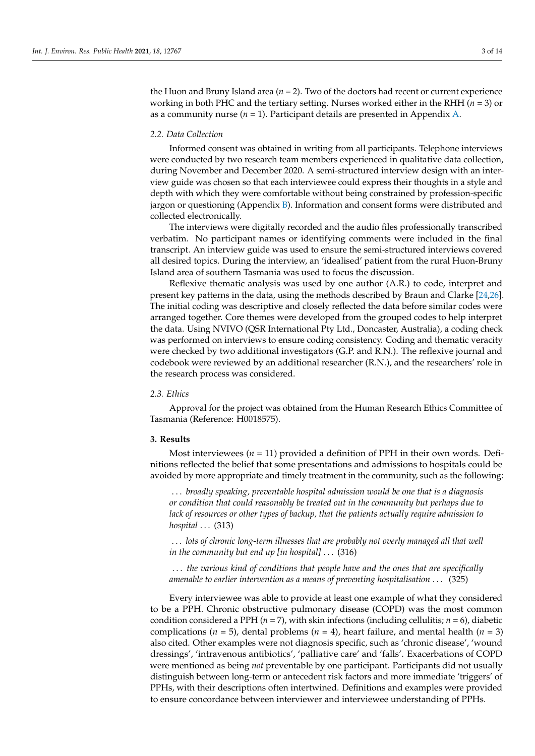the Huon and Bruny Island area ($n$ = 2). Two of the doctors had recent or current experience working in both PHC and the tertiary setting. Nurses worked either in the RHH ($n$ = 3) or as a community nurse ($n$ = 1). Participant details are presented in Appendix A.

### 2.2. Data Collection

Informed consent was obtained in writing from all participants. Telephone interviews were conducted by two research team members experienced in qualitative data collection, during November and December 2020. A semi-structured interview design with an interview guide was chosen so that each interviewee could express their thoughts in a style and depth with which they were comfortable without being constrained by profession-specific jargon or questioning (Appendix B). Information and consent forms were distributed and collected electronically.

The interviews were digitally recorded and the audio files professionally transcribed verbatim. No participant names or identifying comments were included in the final transcript. An interview guide was used to ensure the semi-structured interviews covered all desired topics. During the interview, an 'idealised' patient from the rural Huon-Bruny Island area of southern Tasmania was used to focus the discussion.

Reflexive thematic analysis was used by one author (A.R.) to code, interpret and present key patterns in the data, using the methods described by Braun and Clarke [24,26]. The initial coding was descriptive and closely reflected the data before similar codes were arranged together. Core themes were developed from the grouped codes to help interpret the data. Using NVIVO (QSR International Pty Ltd., Doncaster, Australia), a coding check was performed on interviews to ensure coding consistency. Coding and thematic veracity were checked by two additional investigators (G.P. and R.N.). The reflexive journal and codebook were reviewed by an additional researcher (R.N.), and the researchers' role in the research process was considered.

### 2.3. Ethics

Approval for the project was obtained from the Human Research Ethics Committee of Tasmania (Reference: H0018575).

## 3. Results

Most interviewees ($n$ = 11) provided a definition of PPH in their own words. Definitions reflected the belief that some presentations and admissions to hospitals could be avoided by more appropriate and timely treatment in the community, such as the following:

> *… broadly speaking, preventable hospital admission would be one that is a diagnosis or condition that could reasonably be treated out in the community but perhaps due to lack of resources or other types of backup, that the patients actually require admission to hospital …* (313)

> *… lots of chronic long-term illnesses that are probably not overly managed all that well in the community but end up [in hospital] …* (316)

> *… the various kind of conditions that people have and the ones that are specifically amenable to earlier intervention as a means of preventing hospitalisation …* (325)

Every interviewee was able to provide at least one example of what they considered to be a PPH. Chronic obstructive pulmonary disease (COPD) was the most common condition considered a PPH ($n$ = 7), with skin infections (including cellulitis; $n$ = 6), diabetic complications ($n$ = 5), dental problems ($n$ = 4), heart failure, and mental health ($n$ = 3) also cited. Other examples were not diagnosis specific, such as 'chronic disease', 'wound dressings', 'intravenous antibiotics', 'palliative care' and 'falls'. Exacerbations of COPD were mentioned as being *not* preventable by one participant. Participants did not usually distinguish between long-term or antecedent risk factors and more immediate 'triggers' of PPHs, with their descriptions often intertwined. Definitions and examples were provided to ensure concordance between interviewer and interviewee understanding of PPHs.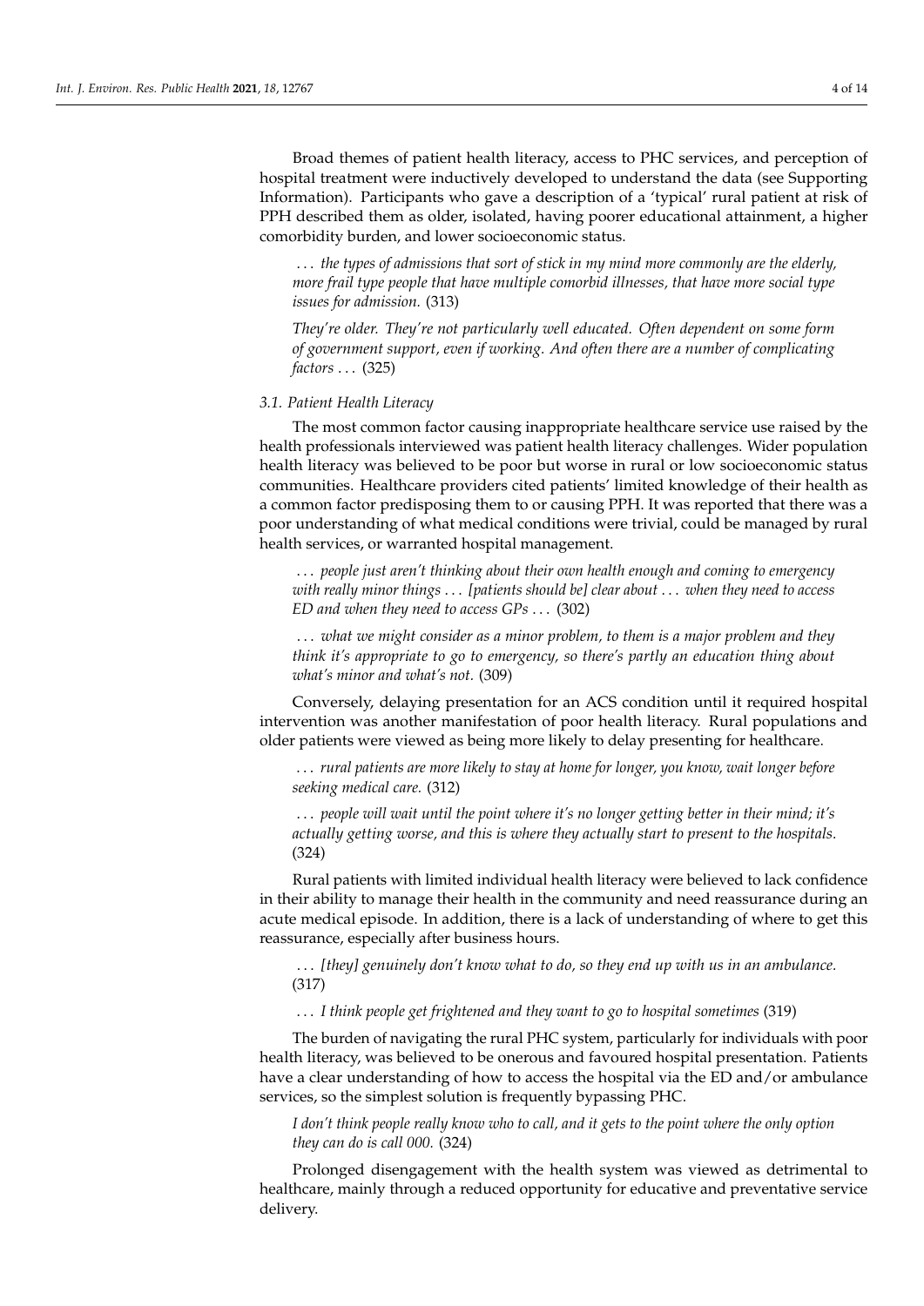Broad themes of patient health literacy, access to PHC services, and perception of hospital treatment were inductively developed to understand the data (see Supporting Information). Participants who gave a description of a 'typical' rural patient at risk of PPH described them as older, isolated, having poorer educational attainment, a higher comorbidity burden, and lower socioeconomic status.

> *. . . the types of admissions that sort of stick in my mind more commonly are the elderly, more frail type people that have multiple comorbid illnesses, that have more social type issues for admission.* (313)

> *They're older. They're not particularly well educated. Often dependent on some form of government support, even if working. And often there are a number of complicating factors . . .* (325)

### 3.1. Patient Health Literacy

The most common factor causing inappropriate healthcare service use raised by the health professionals interviewed was patient health literacy challenges. Wider population health literacy was believed to be poor but worse in rural or low socioeconomic status communities. Healthcare providers cited patients' limited knowledge of their health as a common factor predisposing them to or causing PPH. It was reported that there was a poor understanding of what medical conditions were trivial, could be managed by rural health services, or warranted hospital management.

> *. . . people just aren't thinking about their own health enough and coming to emergency with really minor things . . . [patients should be] clear about . . . when they need to access ED and when they need to access GPs . . .* (302)

> *. . . what we might consider as a minor problem, to them is a major problem and they think it's appropriate to go to emergency, so there's partly an education thing about what's minor and what's not.* (309)

Conversely, delaying presentation for an ACS condition until it required hospital intervention was another manifestation of poor health literacy. Rural populations and older patients were viewed as being more likely to delay presenting for healthcare.

> *. . . rural patients are more likely to stay at home for longer, you know, wait longer before seeking medical care.* (312)

> *. . . people will wait until the point where it's no longer getting better in their mind; it's actually getting worse, and this is where they actually start to present to the hospitals.* (324)

Rural patients with limited individual health literacy were believed to lack confidence in their ability to manage their health in the community and need reassurance during an acute medical episode. In addition, there is a lack of understanding of where to get this reassurance, especially after business hours.

> *. . . [they] genuinely don't know what to do, so they end up with us in an ambulance.* (317)

> *. . . I think people get frightened and they want to go to hospital sometimes* (319)

The burden of navigating the rural PHC system, particularly for individuals with poor health literacy, was believed to be onerous and favoured hospital presentation. Patients have a clear understanding of how to access the hospital via the ED and/or ambulance services, so the simplest solution is frequently bypassing PHC.

> *I don't think people really know who to call, and it gets to the point where the only option they can do is call 000.* (324)

Prolonged disengagement with the health system was viewed as detrimental to healthcare, mainly through a reduced opportunity for educative and preventative service delivery.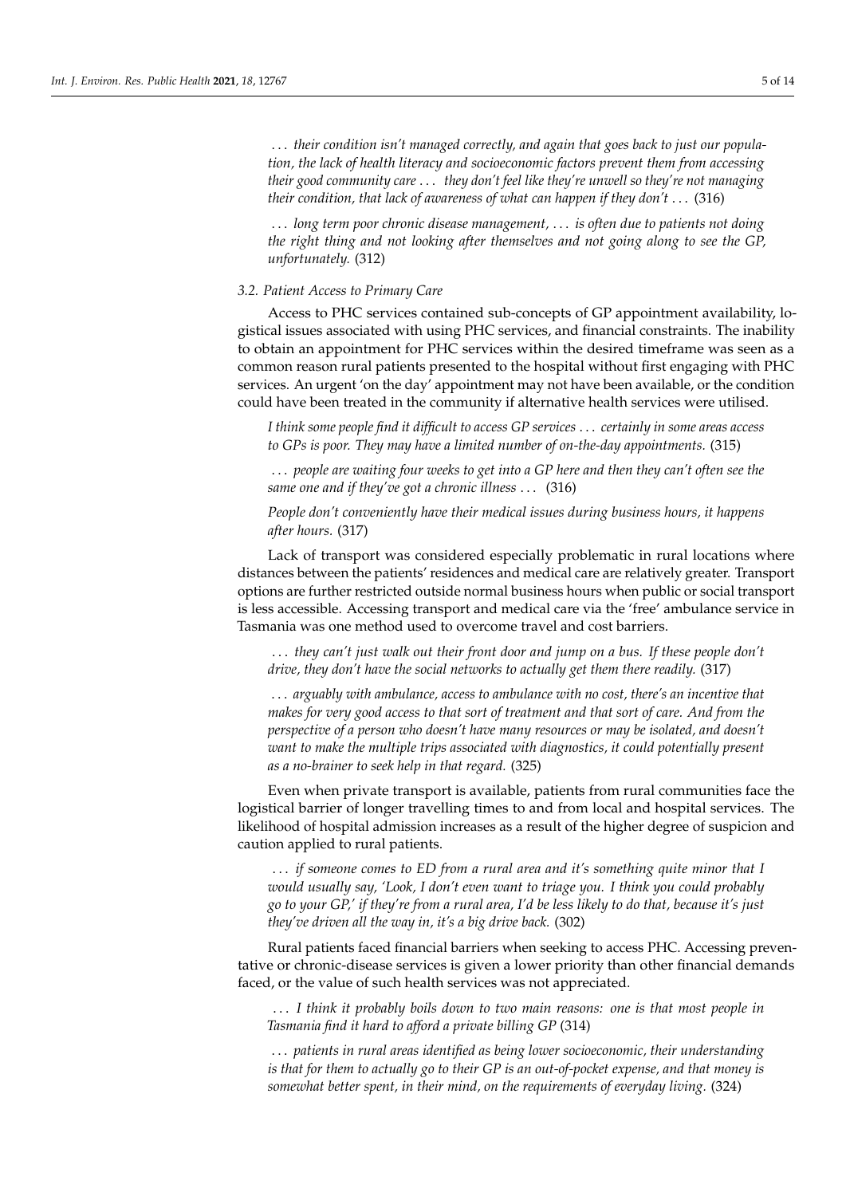. . . *their condition isn't managed correctly, and again that goes back to just our population, the lack of health literacy and socioeconomic factors prevent them from accessing their good community care . . . they don't feel like they're unwell so they're not managing their condition, that lack of awareness of what can happen if they don't . . .* (316)

. . . *long term poor chronic disease management, . . . is often due to patients not doing the right thing and not looking after themselves and not going along to see the GP, unfortunately.* (312)

### 3.2. Patient Access to Primary Care

Access to PHC services contained sub-concepts of GP appointment availability, logistical issues associated with using PHC services, and financial constraints. The inability to obtain an appointment for PHC services within the desired timeframe was seen as a common reason rural patients presented to the hospital without first engaging with PHC services. An urgent 'on the day' appointment may not have been available, or the condition could have been treated in the community if alternative health services were utilised.

*I think some people find it difficult to access GP services . . . certainly in some areas access to GPs is poor. They may have a limited number of on-the-day appointments.* (315)

. . . *people are waiting four weeks to get into a GP here and then they can't often see the same one and if they've got a chronic illness . . .* (316)

*People don't conveniently have their medical issues during business hours, it happens after hours.* (317)

Lack of transport was considered especially problematic in rural locations where distances between the patients' residences and medical care are relatively greater. Transport options are further restricted outside normal business hours when public or social transport is less accessible. Accessing transport and medical care via the 'free' ambulance service in Tasmania was one method used to overcome travel and cost barriers.

. . . *they can't just walk out their front door and jump on a bus. If these people don't drive, they don't have the social networks to actually get them there readily.* (317)

. . . *arguably with ambulance, access to ambulance with no cost, there's an incentive that makes for very good access to that sort of treatment and that sort of care. And from the perspective of a person who doesn't have many resources or may be isolated, and doesn't want to make the multiple trips associated with diagnostics, it could potentially present as a no-brainer to seek help in that regard.* (325)

Even when private transport is available, patients from rural communities face the logistical barrier of longer travelling times to and from local and hospital services. The likelihood of hospital admission increases as a result of the higher degree of suspicion and caution applied to rural patients.

. . . *if someone comes to ED from a rural area and it's something quite minor that I would usually say, 'Look, I don't even want to triage you. I think you could probably go to your GP,' if they're from a rural area, I'd be less likely to do that, because it's just they've driven all the way in, it's a big drive back.* (302)

Rural patients faced financial barriers when seeking to access PHC. Accessing preventative or chronic-disease services is given a lower priority than other financial demands faced, or the value of such health services was not appreciated.

. . . *I think it probably boils down to two main reasons: one is that most people in Tasmania find it hard to afford a private billing GP* (314)

. . . *patients in rural areas identified as being lower socioeconomic, their understanding is that for them to actually go to their GP is an out-of-pocket expense, and that money is somewhat better spent, in their mind, on the requirements of everyday living.* (324)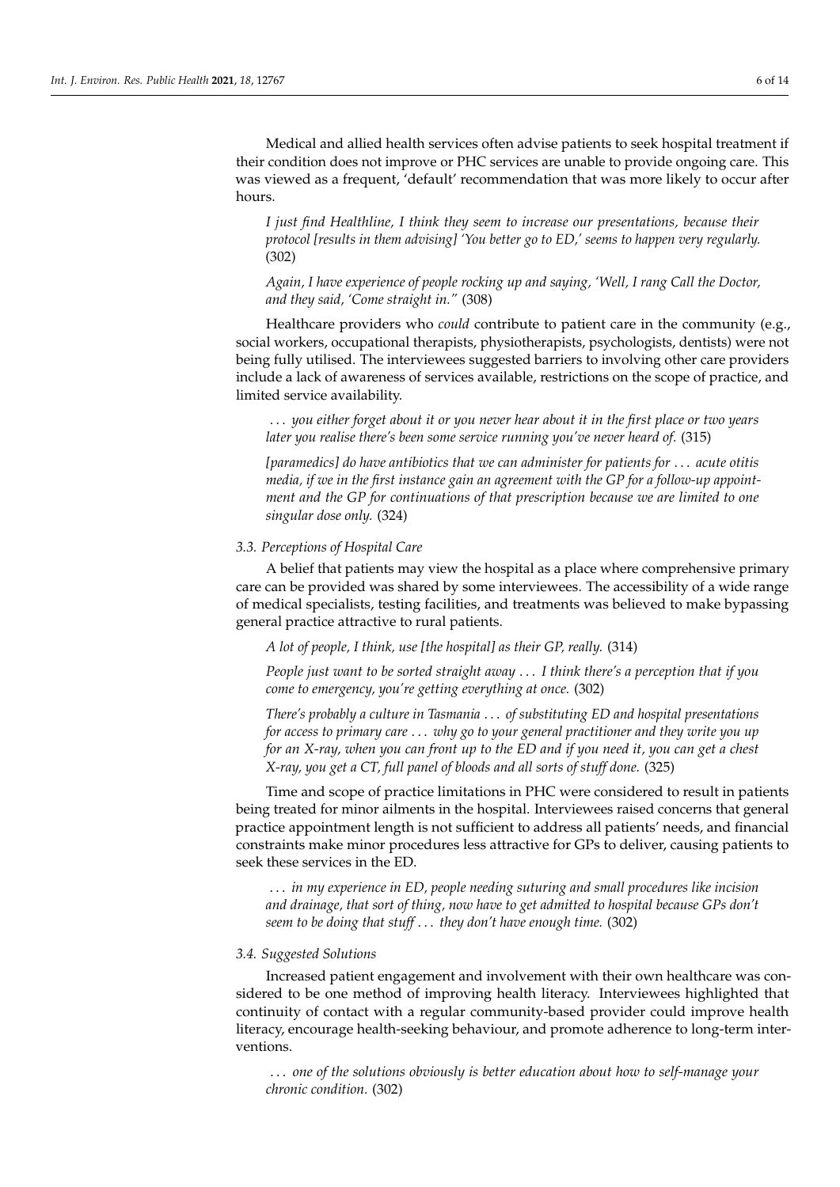Medical and allied health services often advise patients to seek hospital treatment if their condition does not improve or PHC services are unable to provide ongoing care. This was viewed as a frequent, 'default' recommendation that was more likely to occur after hours.

> *I just find Healthline, I think they seem to increase our presentations, because their protocol [results in them advising] 'You better go to ED,' seems to happen very regularly.* (302)

> *Again, I have experience of people rocking up and saying, 'Well, I rang Call the Doctor, and they said, 'Come straight in."* (308)

Healthcare providers who *could* contribute to patient care in the community (e.g., social workers, occupational therapists, physiotherapists, psychologists, dentists) were not being fully utilised. The interviewees suggested barriers to involving other care providers include a lack of awareness of services available, restrictions on the scope of practice, and limited service availability.

> *... you either forget about it or you never hear about it in the first place or two years later you realise there's been some service running you've never heard of.* (315)

> *[paramedics] do have antibiotics that we can administer for patients for ... acute otitis media, if we in the first instance gain an agreement with the GP for a follow-up appointment and the GP for continuations of that prescription because we are limited to one singular dose only.* (324)

### 3.3. Perceptions of Hospital Care

A belief that patients may view the hospital as a place where comprehensive primary care can be provided was shared by some interviewees. The accessibility of a wide range of medical specialists, testing facilities, and treatments was believed to make bypassing general practice attractive to rural patients.

> *A lot of people, I think, use [the hospital] as their GP, really.* (314)

> *People just want to be sorted straight away ... I think there's a perception that if you come to emergency, you're getting everything at once.* (302)

> *There's probably a culture in Tasmania ... of substituting ED and hospital presentations for access to primary care ... why go to your general practitioner and they write you up for an X-ray, when you can front up to the ED and if you need it, you can get a chest X-ray, you get a CT, full panel of bloods and all sorts of stuff done.* (325)

Time and scope of practice limitations in PHC were considered to result in patients being treated for minor ailments in the hospital. Interviewees raised concerns that general practice appointment length is not sufficient to address all patients' needs, and financial constraints make minor procedures less attractive for GPs to deliver, causing patients to seek these services in the ED.

> *... in my experience in ED, people needing suturing and small procedures like incision and drainage, that sort of thing, now have to get admitted to hospital because GPs don't seem to be doing that stuff ... they don't have enough time.* (302)

### 3.4. Suggested Solutions

Increased patient engagement and involvement with their own healthcare was considered to be one method of improving health literacy. Interviewees highlighted that continuity of contact with a regular community-based provider could improve health literacy, encourage health-seeking behaviour, and promote adherence to long-term interventions.

> *... one of the solutions obviously is better education about how to self-manage your chronic condition.* (302)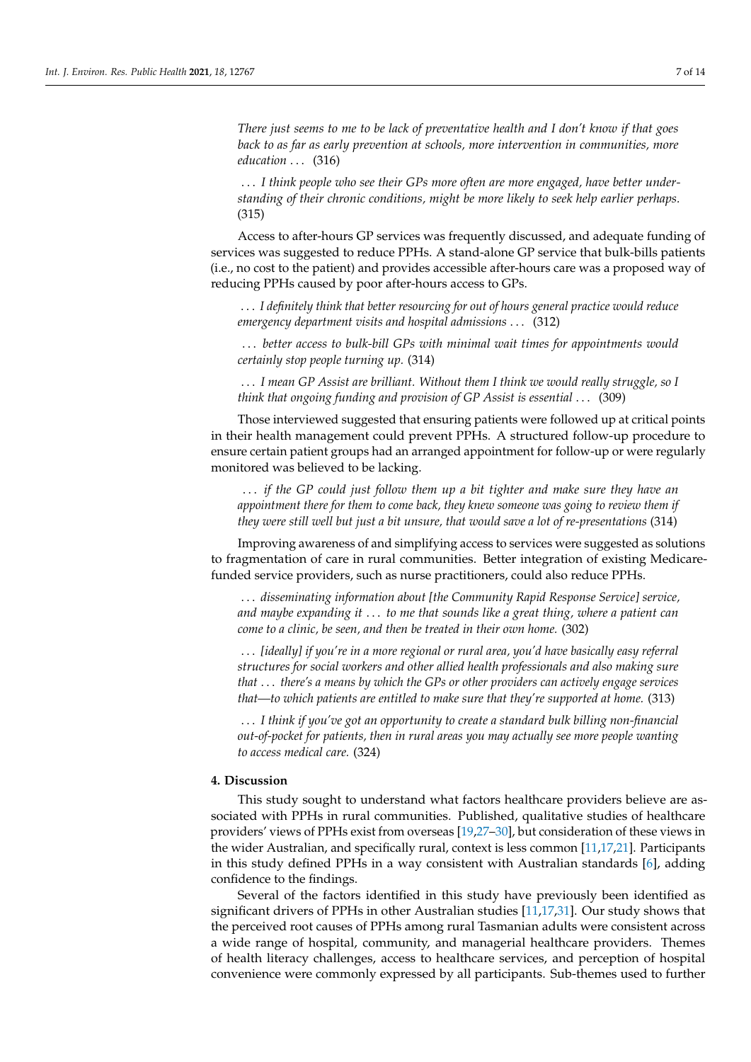*There just seems to me to be lack of preventative health and I don't know if that goes back to as far as early prevention at schools, more intervention in communities, more education . . .* (316)

*. . . I think people who see their GPs more often are more engaged, have better understanding of their chronic conditions, might be more likely to seek help earlier perhaps.* (315)

Access to after-hours GP services was frequently discussed, and adequate funding of services was suggested to reduce PPHs. A stand-alone GP service that bulk-bills patients (i.e., no cost to the patient) and provides accessible after-hours care was a proposed way of reducing PPHs caused by poor after-hours access to GPs.

*. . . I definitely think that better resourcing for out of hours general practice would reduce emergency department visits and hospital admissions . . .* (312)

*. . . better access to bulk-bill GPs with minimal wait times for appointments would certainly stop people turning up.* (314)

*. . . I mean GP Assist are brilliant. Without them I think we would really struggle, so I think that ongoing funding and provision of GP Assist is essential . . .* (309)

Those interviewed suggested that ensuring patients were followed up at critical points in their health management could prevent PPHs. A structured follow-up procedure to ensure certain patient groups had an arranged appointment for follow-up or were regularly monitored was believed to be lacking.

*. . . if the GP could just follow them up a bit tighter and make sure they have an appointment there for them to come back, they knew someone was going to review them if they were still well but just a bit unsure, that would save a lot of re-presentations* (314)

Improving awareness of and simplifying access to services were suggested as solutions to fragmentation of care in rural communities. Better integration of existing Medicare-funded service providers, such as nurse practitioners, could also reduce PPHs.

*. . . disseminating information about [the Community Rapid Response Service] service, and maybe expanding it . . . to me that sounds like a great thing, where a patient can come to a clinic, be seen, and then be treated in their own home.* (302)

*. . . [ideally] if you're in a more regional or rural area, you'd have basically easy referral structures for social workers and other allied health professionals and also making sure that . . . there's a means by which the GPs or other providers can actively engage services that—to which patients are entitled to make sure that they're supported at home.* (313)

*. . . I think if you've got an opportunity to create a standard bulk billing non-financial out-of-pocket for patients, then in rural areas you may actually see more people wanting to access medical care.* (324)

## 4. Discussion

This study sought to understand what factors healthcare providers believe are associated with PPHs in rural communities. Published, qualitative studies of healthcare providers' views of PPHs exist from overseas [19,27–30], but consideration of these views in the wider Australian, and specifically rural, context is less common [11,17,21]. Participants in this study defined PPHs in a way consistent with Australian standards [6], adding confidence to the findings.

Several of the factors identified in this study have previously been identified as significant drivers of PPHs in other Australian studies [11,17,31]. Our study shows that the perceived root causes of PPHs among rural Tasmanian adults were consistent across a wide range of hospital, community, and managerial healthcare providers. Themes of health literacy challenges, access to healthcare services, and perception of hospital convenience were commonly expressed by all participants. Sub-themes used to further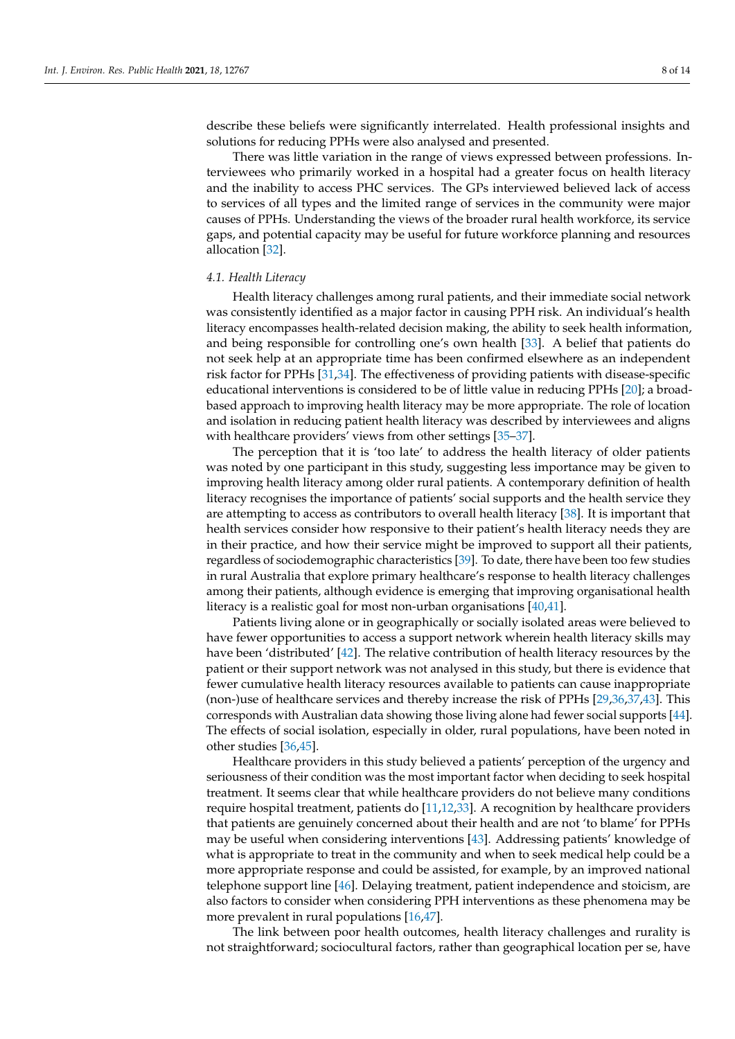describe these beliefs were significantly interrelated. Health professional insights and solutions for reducing PPHs were also analysed and presented.

There was little variation in the range of views expressed between professions. Interviewees who primarily worked in a hospital had a greater focus on health literacy and the inability to access PHC services. The GPs interviewed believed lack of access to services of all types and the limited range of services in the community were major causes of PPHs. Understanding the views of the broader rural health workforce, its service gaps, and potential capacity may be useful for future workforce planning and resources allocation [32].

### *4.1. Health Literacy*

Health literacy challenges among rural patients, and their immediate social network was consistently identified as a major factor in causing PPH risk. An individual's health literacy encompasses health-related decision making, the ability to seek health information, and being responsible for controlling one's own health [33]. A belief that patients do not seek help at an appropriate time has been confirmed elsewhere as an independent risk factor for PPHs [31,34]. The effectiveness of providing patients with disease-specific educational interventions is considered to be of little value in reducing PPHs [20]; a broad-based approach to improving health literacy may be more appropriate. The role of location and isolation in reducing patient health literacy was described by interviewees and aligns with healthcare providers' views from other settings [35–37].

The perception that it is 'too late' to address the health literacy of older patients was noted by one participant in this study, suggesting less importance may be given to improving health literacy among older rural patients. A contemporary definition of health literacy recognises the importance of patients' social supports and the health service they are attempting to access as contributors to overall health literacy [38]. It is important that health services consider how responsive to their patient's health literacy needs they are in their practice, and how their service might be improved to support all their patients, regardless of sociodemographic characteristics [39]. To date, there have been too few studies in rural Australia that explore primary healthcare's response to health literacy challenges among their patients, although evidence is emerging that improving organisational health literacy is a realistic goal for most non-urban organisations [40,41].

Patients living alone or in geographically or socially isolated areas were believed to have fewer opportunities to access a support network wherein health literacy skills may have been 'distributed' [42]. The relative contribution of health literacy resources by the patient or their support network was not analysed in this study, but there is evidence that fewer cumulative health literacy resources available to patients can cause inappropriate (non-)use of healthcare services and thereby increase the risk of PPHs [29,36,37,43]. This corresponds with Australian data showing those living alone had fewer social supports [44]. The effects of social isolation, especially in older, rural populations, have been noted in other studies [36,45].

Healthcare providers in this study believed a patients' perception of the urgency and seriousness of their condition was the most important factor when deciding to seek hospital treatment. It seems clear that while healthcare providers do not believe many conditions require hospital treatment, patients do [11,12,33]. A recognition by healthcare providers that patients are genuinely concerned about their health and are not 'to blame' for PPHs may be useful when considering interventions [43]. Addressing patients' knowledge of what is appropriate to treat in the community and when to seek medical help could be a more appropriate response and could be assisted, for example, by an improved national telephone support line [46]. Delaying treatment, patient independence and stoicism, are also factors to consider when considering PPH interventions as these phenomena may be more prevalent in rural populations [16,47].

The link between poor health outcomes, health literacy challenges and rurality is not straightforward; sociocultural factors, rather than geographical location per se, have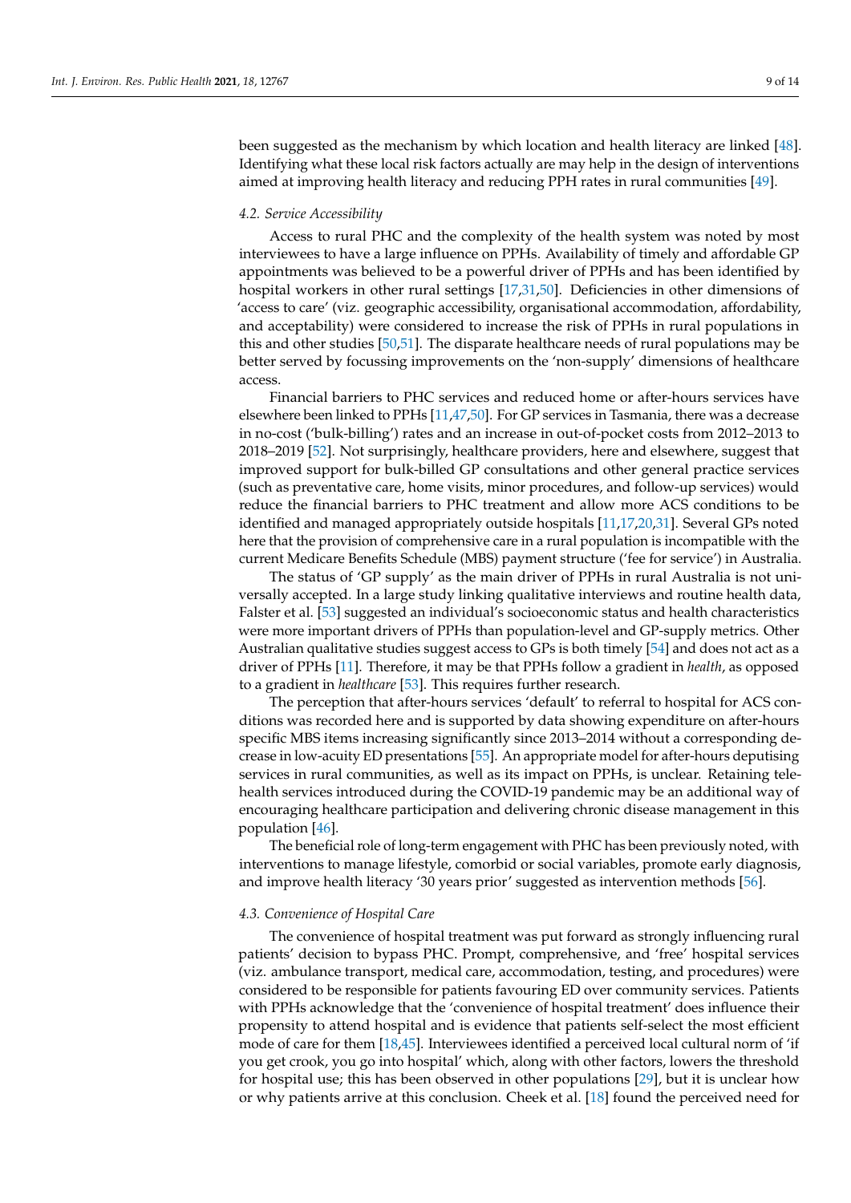been suggested as the mechanism by which location and health literacy are linked [48]. Identifying what these local risk factors actually are may help in the design of interventions aimed at improving health literacy and reducing PPH rates in rural communities [49].

### 4.2. Service Accessibility

Access to rural PHC and the complexity of the health system was noted by most interviewees to have a large influence on PPHs. Availability of timely and affordable GP appointments was believed to be a powerful driver of PPHs and has been identified by hospital workers in other rural settings [17,31,50]. Deficiencies in other dimensions of 'access to care' (viz. geographic accessibility, organisational accommodation, affordability, and acceptability) were considered to increase the risk of PPHs in rural populations in this and other studies [50,51]. The disparate healthcare needs of rural populations may be better served by focussing improvements on the 'non-supply' dimensions of healthcare access.

Financial barriers to PHC services and reduced home or after-hours services have elsewhere been linked to PPHs [11,47,50]. For GP services in Tasmania, there was a decrease in no-cost ('bulk-billing') rates and an increase in out-of-pocket costs from 2012–2013 to 2018–2019 [52]. Not surprisingly, healthcare providers, here and elsewhere, suggest that improved support for bulk-billed GP consultations and other general practice services (such as preventative care, home visits, minor procedures, and follow-up services) would reduce the financial barriers to PHC treatment and allow more ACS conditions to be identified and managed appropriately outside hospitals [11,17,20,31]. Several GPs noted here that the provision of comprehensive care in a rural population is incompatible with the current Medicare Benefits Schedule (MBS) payment structure ('fee for service') in Australia.

The status of 'GP supply' as the main driver of PPHs in rural Australia is not universally accepted. In a large study linking qualitative interviews and routine health data, Falster et al. [53] suggested an individual's socioeconomic status and health characteristics were more important drivers of PPHs than population-level and GP-supply metrics. Other Australian qualitative studies suggest access to GPs is both timely [54] and does not act as a driver of PPHs [11]. Therefore, it may be that PPHs follow a gradient in *health*, as opposed to a gradient in *healthcare* [53]. This requires further research.

The perception that after-hours services 'default' to referral to hospital for ACS conditions was recorded here and is supported by data showing expenditure on after-hours specific MBS items increasing significantly since 2013–2014 without a corresponding decrease in low-acuity ED presentations [55]. An appropriate model for after-hours deputising services in rural communities, as well as its impact on PPHs, is unclear. Retaining telehealth services introduced during the COVID-19 pandemic may be an additional way of encouraging healthcare participation and delivering chronic disease management in this population [46].

The beneficial role of long-term engagement with PHC has been previously noted, with interventions to manage lifestyle, comorbid or social variables, promote early diagnosis, and improve health literacy '30 years prior' suggested as intervention methods [56].

### 4.3. Convenience of Hospital Care

The convenience of hospital treatment was put forward as strongly influencing rural patients' decision to bypass PHC. Prompt, comprehensive, and 'free' hospital services (viz. ambulance transport, medical care, accommodation, testing, and procedures) were considered to be responsible for patients favouring ED over community services. Patients with PPHs acknowledge that the 'convenience of hospital treatment' does influence their propensity to attend hospital and is evidence that patients self-select the most efficient mode of care for them [18,45]. Interviewees identified a perceived local cultural norm of 'if you get crook, you go into hospital' which, along with other factors, lowers the threshold for hospital use; this has been observed in other populations [29], but it is unclear how or why patients arrive at this conclusion. Cheek et al. [18] found the perceived need for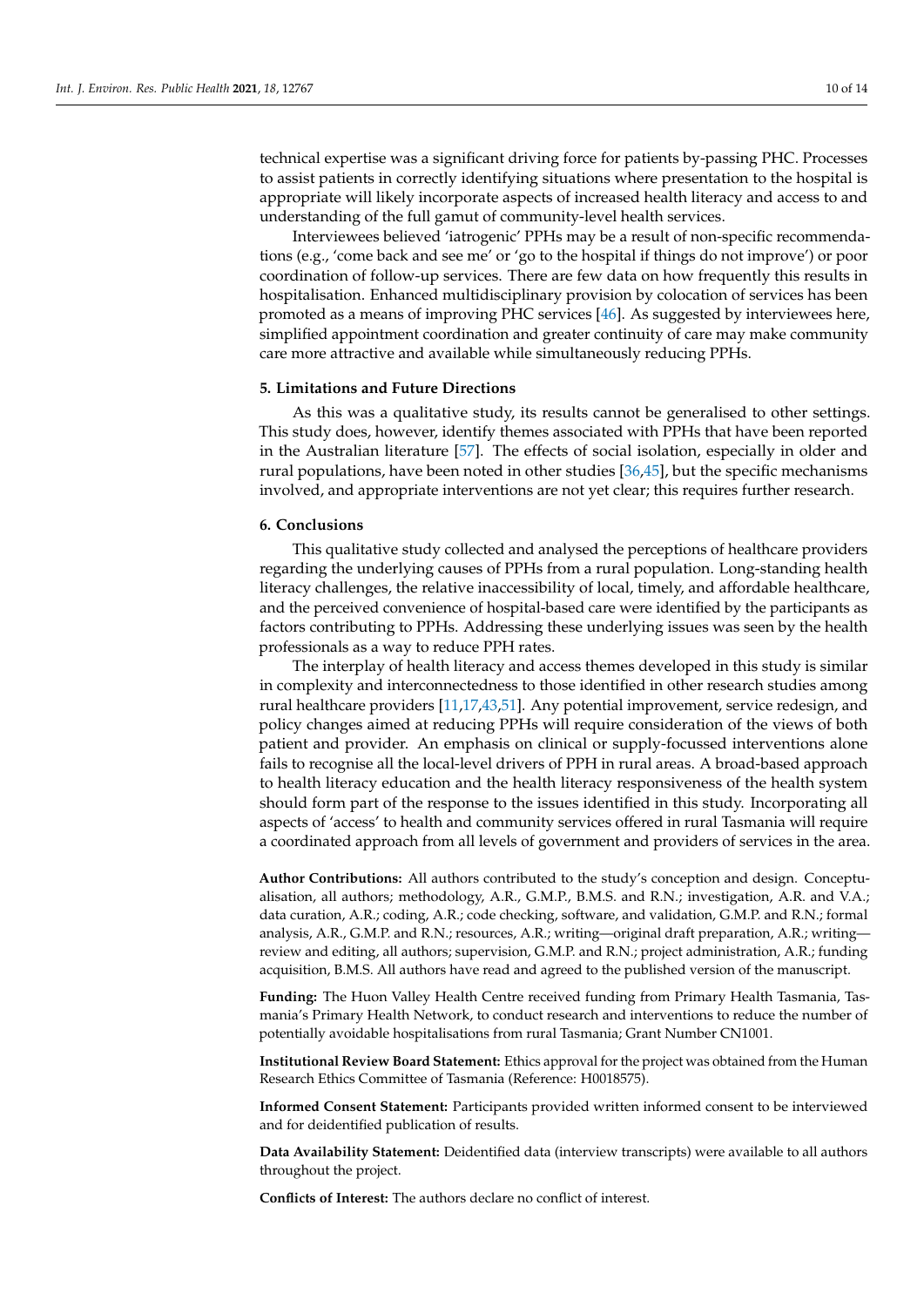technical expertise was a significant driving force for patients by-passing PHC. Processes to assist patients in correctly identifying situations where presentation to the hospital is appropriate will likely incorporate aspects of increased health literacy and access to and understanding of the full gamut of community-level health services.

Interviewees believed 'iatrogenic' PPHs may be a result of non-specific recommendations (e.g., 'come back and see me' or 'go to the hospital if things do not improve') or poor coordination of follow-up services. There are few data on how frequently this results in hospitalisation. Enhanced multidisciplinary provision by colocation of services has been promoted as a means of improving PHC services [46]. As suggested by interviewees here, simplified appointment coordination and greater continuity of care may make community care more attractive and available while simultaneously reducing PPHs.

## 5. Limitations and Future Directions

As this was a qualitative study, its results cannot be generalised to other settings. This study does, however, identify themes associated with PPHs that have been reported in the Australian literature [57]. The effects of social isolation, especially in older and rural populations, have been noted in other studies [36,45], but the specific mechanisms involved, and appropriate interventions are not yet clear; this requires further research.

## 6. Conclusions

This qualitative study collected and analysed the perceptions of healthcare providers regarding the underlying causes of PPHs from a rural population. Long-standing health literacy challenges, the relative inaccessibility of local, timely, and affordable healthcare, and the perceived convenience of hospital-based care were identified by the participants as factors contributing to PPHs. Addressing these underlying issues was seen by the health professionals as a way to reduce PPH rates.

The interplay of health literacy and access themes developed in this study is similar in complexity and interconnectedness to those identified in other research studies among rural healthcare providers [11,17,43,51]. Any potential improvement, service redesign, and policy changes aimed at reducing PPHs will require consideration of the views of both patient and provider. An emphasis on clinical or supply-focussed interventions alone fails to recognise all the local-level drivers of PPH in rural areas. A broad-based approach to health literacy education and the health literacy responsiveness of the health system should form part of the response to the issues identified in this study. Incorporating all aspects of 'access' to health and community services offered in rural Tasmania will require a coordinated approach from all levels of government and providers of services in the area.

**Author Contributions:** All authors contributed to the study's conception and design. Conceptualisation, all authors; methodology, A.R., G.M.P., B.M.S. and R.N.; investigation, A.R. and V.A.; data curation, A.R.; coding, A.R.; code checking, software, and validation, G.M.P. and R.N.; formal analysis, A.R., G.M.P. and R.N.; resources, A.R.; writing—original draft preparation, A.R.; writing—review and editing, all authors; supervision, G.M.P. and R.N.; project administration, A.R.; funding acquisition, B.M.S. All authors have read and agreed to the published version of the manuscript.

**Funding:** The Huon Valley Health Centre received funding from Primary Health Tasmania, Tasmania's Primary Health Network, to conduct research and interventions to reduce the number of potentially avoidable hospitalisations from rural Tasmania; Grant Number CN1001.

**Institutional Review Board Statement:** Ethics approval for the project was obtained from the Human Research Ethics Committee of Tasmania (Reference: H0018575).

**Informed Consent Statement:** Participants provided written informed consent to be interviewed and for deidentified publication of results.

**Data Availability Statement:** Deidentified data (interview transcripts) were available to all authors throughout the project.

**Conflicts of Interest:** The authors declare no conflict of interest.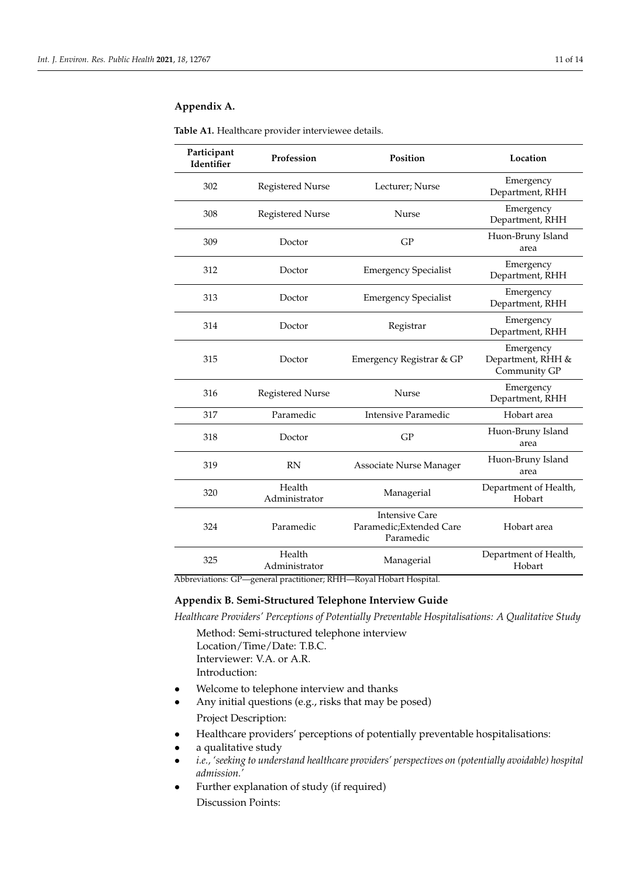## Appendix A.

**Table A1.** Healthcare provider interviewee details.

| Participant Identifier | Profession | Position | Location |
|---|---|---|---|
| 302 | Registered Nurse | Lecturer; Nurse | Emergency Department, RHH |
| 308 | Registered Nurse | Nurse | Emergency Department, RHH |
| 309 | Doctor | GP | Huon-Bruny Island area |
| 312 | Doctor | Emergency Specialist | Emergency Department, RHH |
| 313 | Doctor | Emergency Specialist | Emergency Department, RHH |
| 314 | Doctor | Registrar | Emergency Department, RHH |
| 315 | Doctor | Emergency Registrar & GP | Emergency Department, RHH & Community GP |
| 316 | Registered Nurse | Nurse | Emergency Department, RHH |
| 317 | Paramedic | Intensive Paramedic | Hobart area |
| 318 | Doctor | GP | Huon-Bruny Island area |
| 319 | RN | Associate Nurse Manager | Huon-Bruny Island area |
| 320 | Health Administrator | Managerial | Department of Health, Hobart |
| 324 | Paramedic | Intensive Care Paramedic;Extended Care Paramedic | Hobart area |
| 325 | Health Administrator | Managerial | Department of Health, Hobart |

Abbreviations: GP—general practitioner; RHH—Royal Hobart Hospital.

## Appendix B. Semi-Structured Telephone Interview Guide

*Healthcare Providers' Perceptions of Potentially Preventable Hospitalisations: A Qualitative Study*

Method: Semi-structured telephone interview
Location/Time/Date: T.B.C.
Interviewer: V.A. or A.R.
Introduction:

- Welcome to telephone interview and thanks
- Any initial questions (e.g., risks that may be posed)

Project Description:

- Healthcare providers' perceptions of potentially preventable hospitalisations:
- a qualitative study
- *i.e., 'seeking to understand healthcare providers' perspectives on (potentially avoidable) hospital admission.'*
- Further explanation of study (if required)

Discussion Points: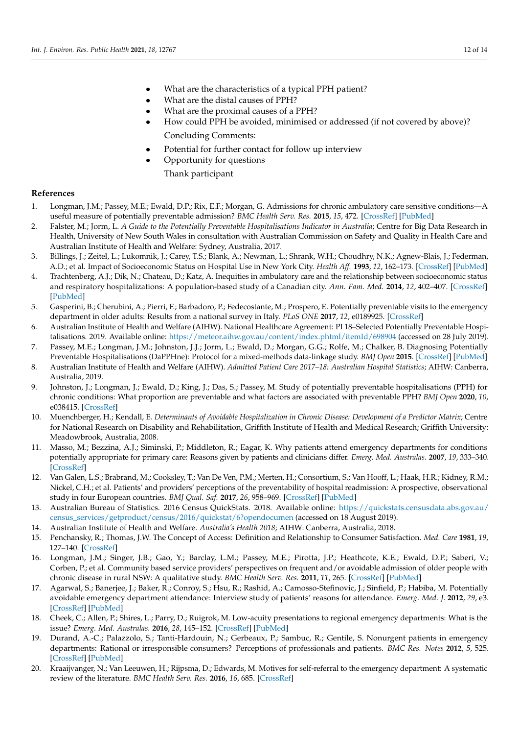- What are the characteristics of a typical PPH patient?
- What are the distal causes of PPH?
- What are the proximal causes of a PPH?
- How could PPH be avoided, minimised or addressed (if not covered by above)?

  Concluding Comments:

- Potential for further contact for follow up interview
- Opportunity for questions

  Thank participant

## References

1. Longman, J.M.; Passey, M.E.; Ewald, D.P.; Rix, E.F.; Morgan, G. Admissions for chronic ambulatory care sensitive conditions—A useful measure of potentially preventable admission? *BMC Health Serv. Res.* **2015**, *15*, 472. [CrossRef] [PubMed]
2. Falster, M.; Jorm, L. *A Guide to the Potentially Preventable Hospitalisations Indicator in Australia*; Centre for Big Data Research in Health, University of New South Wales in consultation with Australian Commission on Safety and Quality in Health Care and Australian Institute of Health and Welfare: Sydney, Australia, 2017.
3. Billings, J.; Zeitel, L.; Lukomnik, J.; Carey, T.S.; Blank, A.; Newman, L.; Shrank, W.H.; Choudhry, N.K.; Agnew-Blais, J.; Federman, A.D.; et al. Impact of Socioeconomic Status on Hospital Use in New York City. *Health Aff.* **1993**, *12*, 162–173. [CrossRef] [PubMed]
4. Trachtenberg, A.J.; Dik, N.; Chateau, D.; Katz, A. Inequities in ambulatory care and the relationship between socioeconomic status and respiratory hospitalizations: A population-based study of a Canadian city. *Ann. Fam. Med.* **2014**, *12*, 402–407. [CrossRef] [PubMed]
5. Gasperini, B.; Cherubini, A.; Pierri, F.; Barbadoro, P.; Fedecostante, M.; Prospero, E. Potentially preventable visits to the emergency department in older adults: Results from a national survey in Italy. *PLoS ONE* **2017**, *12*, e0189925. [CrossRef]
6. Australian Institute of Health and Welfare (AIHW). National Healthcare Agreement: PI 18–Selected Potentially Preventable Hospitalisations. 2019. Available online: https://meteor.aihw.gov.au/content/index.phtml/itemId/698904 (accessed on 28 July 2019).
7. Passey, M.E.; Longman, J.M.; Johnston, J.J.; Jorm, L.; Ewald, D.; Morgan, G.G.; Rolfe, M.; Chalker, B. Diagnosing Potentially Preventable Hospitalisations (DaPPHne): Protocol for a mixed-methods data-linkage study. *BMJ Open* **2015**. [CrossRef] [PubMed]
8. Australian Institute of Health and Welfare (AIHW). *Admitted Patient Care 2017–18: Australian Hospital Statistics*; AIHW: Canberra, Australia, 2019.
9. Johnston, J.; Longman, J.; Ewald, D.; King, J.; Das, S.; Passey, M. Study of potentially preventable hospitalisations (PPH) for chronic conditions: What proportion are preventable and what factors are associated with preventable PPH? *BMJ Open* **2020**, *10*, e038415. [CrossRef]
10. Muenchberger, H.; Kendall, E. *Determinants of Avoidable Hospitalization in Chronic Disease: Development of a Predictor Matrix*; Centre for National Research on Disability and Rehabilitation, Griffith Institute of Health and Medical Research; Griffith University: Meadowbrook, Australia, 2008.
11. Masso, M.; Bezzina, A.J.; Siminski, P.; Middleton, R.; Eagar, K. Why patients attend emergency departments for conditions potentially appropriate for primary care: Reasons given by patients and clinicians differ. *Emerg. Med. Australas.* **2007**, *19*, 333–340. [CrossRef]
12. Van Galen, L.S.; Brabrand, M.; Cooksley, T.; Van De Ven, P.M.; Merten, H.; Consortium, S.; Van Hooff, L.; Haak, H.R.; Kidney, R.M.; Nickel, C.H.; et al. Patients' and providers' perceptions of the preventability of hospital readmission: A prospective, observational study in four European countries. *BMJ Qual. Saf.* **2017**, *26*, 958–969. [CrossRef] [PubMed]
13. Australian Bureau of Statistics. 2016 Census QuickStats. 2018. Available online: https://quickstats.censusdata.abs.gov.au/census_services/getproduct/census/2016/quickstat/6?opendocumen (accessed on 18 August 2019).
14. Australian Institute of Health and Welfare. *Australia's Health 2018*; AIHW: Canberra, Australia, 2018.
15. Penchansky, R.; Thomas, J.W. The Concept of Access: Definition and Relationship to Consumer Satisfaction. *Med. Care* **1981**, *19*, 127–140. [CrossRef]
16. Longman, J.M.; Singer, J.B.; Gao, Y.; Barclay, L.M.; Passey, M.E.; Pirotta, J.P.; Heathcote, K.E.; Ewald, D.P.; Saberi, V.; Corben, P.; et al. Community based service providers' perspectives on frequent and/or avoidable admission of older people with chronic disease in rural NSW: A qualitative study. *BMC Health Serv. Res.* **2011**, *11*, 265. [CrossRef] [PubMed]
17. Agarwal, S.; Banerjee, J.; Baker, R.; Conroy, S.; Hsu, R.; Rashid, A.; Camosso-Stefinovic, J.; Sinfield, P.; Habiba, M. Potentially avoidable emergency department attendance: Interview study of patients' reasons for attendance. *Emerg. Med. J.* **2012**, *29*, e3. [CrossRef] [PubMed]
18. Cheek, C.; Allen, P.; Shires, L.; Parry, D.; Ruigrok, M. Low-acuity presentations to regional emergency departments: What is the issue? *Emerg. Med. Australas.* **2016**, *28*, 145–152. [CrossRef] [PubMed]
19. Durand, A.-C.; Palazzolo, S.; Tanti-Hardouin, N.; Gerbeaux, P.; Sambuc, R.; Gentile, S. Nonurgent patients in emergency departments: Rational or irresponsible consumers? Perceptions of professionals and patients. *BMC Res. Notes* **2012**, *5*, 525. [CrossRef] [PubMed]
20. Kraaijvanger, N.; Van Leeuwen, H.; Rijpsma, D.; Edwards, M. Motives for self-referral to the emergency department: A systematic review of the literature. *BMC Health Serv. Res.* **2016**, *16*, 685. [CrossRef]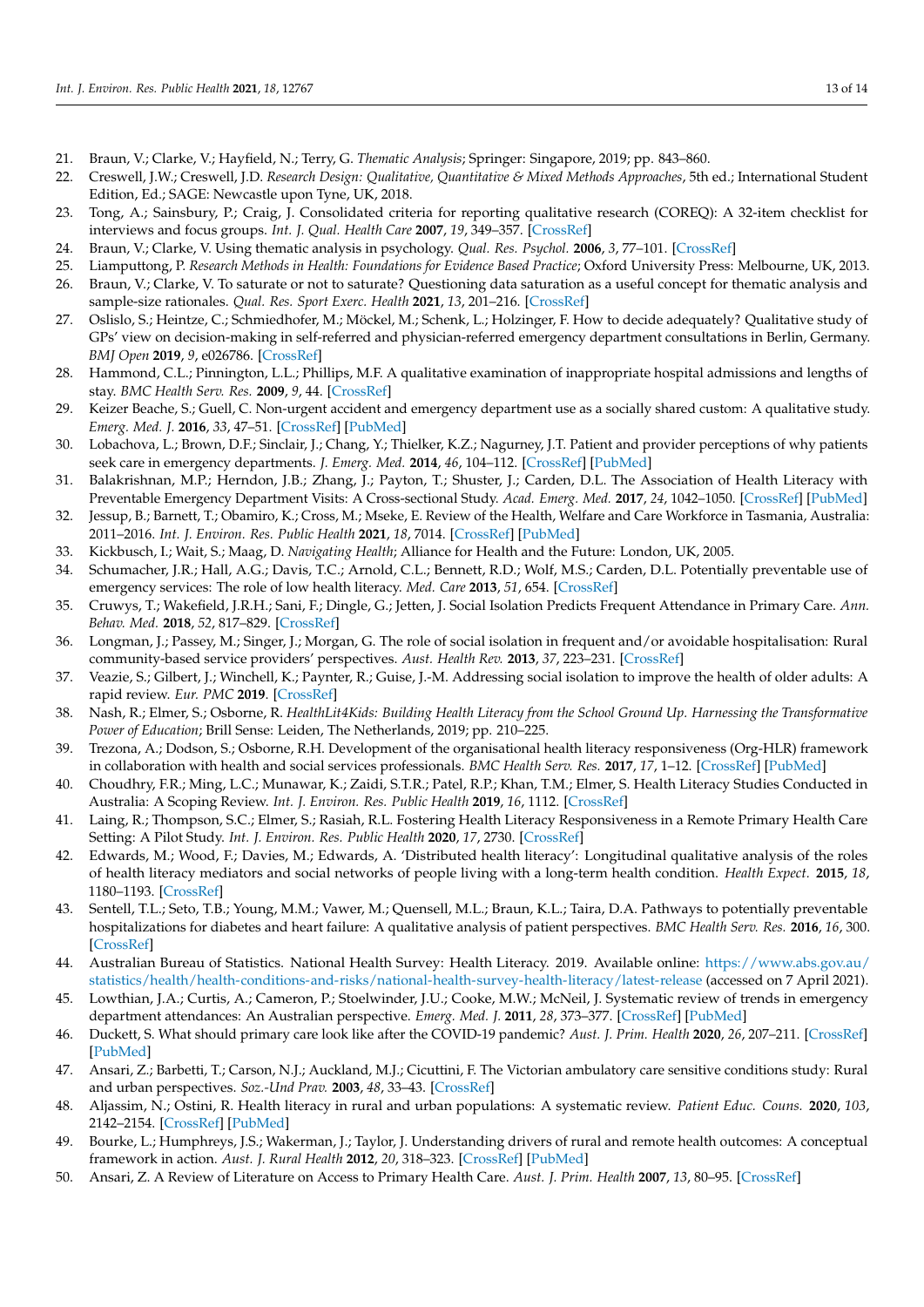21. Braun, V.; Clarke, V.; Hayfield, N.; Terry, G. *Thematic Analysis*; Springer: Singapore, 2019; pp. 843–860.
22. Creswell, J.W.; Creswell, J.D. *Research Design: Qualitative, Quantitative & Mixed Methods Approaches*, 5th ed.; International Student Edition, Ed.; SAGE: Newcastle upon Tyne, UK, 2018.
23. Tong, A.; Sainsbury, P.; Craig, J. Consolidated criteria for reporting qualitative research (COREQ): A 32-item checklist for interviews and focus groups. *Int. J. Qual. Health Care* **2007**, *19*, 349–357. [CrossRef]
24. Braun, V.; Clarke, V. Using thematic analysis in psychology. *Qual. Res. Psychol.* **2006**, *3*, 77–101. [CrossRef]
25. Liamputtong, P. *Research Methods in Health: Foundations for Evidence Based Practice*; Oxford University Press: Melbourne, UK, 2013.
26. Braun, V.; Clarke, V. To saturate or not to saturate? Questioning data saturation as a useful concept for thematic analysis and sample-size rationales. *Qual. Res. Sport Exerc. Health* **2021**, *13*, 201–216. [CrossRef]
27. Oslislo, S.; Heintze, C.; Schmiedhofer, M.; Möckel, M.; Schenk, L.; Holzinger, F. How to decide adequately? Qualitative study of GPs' view on decision-making in self-referred and physician-referred emergency department consultations in Berlin, Germany. *BMJ Open* **2019**, *9*, e026786. [CrossRef]
28. Hammond, C.L.; Pinnington, L.L.; Phillips, M.F. A qualitative examination of inappropriate hospital admissions and lengths of stay. *BMC Health Serv. Res.* **2009**, *9*, 44. [CrossRef]
29. Keizer Beache, S.; Guell, C. Non-urgent accident and emergency department use as a socially shared custom: A qualitative study. *Emerg. Med. J.* **2016**, *33*, 47–51. [CrossRef] [PubMed]
30. Lobachova, L.; Brown, D.F.; Sinclair, J.; Chang, Y.; Thielker, K.Z.; Nagurney, J.T. Patient and provider perceptions of why patients seek care in emergency departments. *J. Emerg. Med.* **2014**, *46*, 104–112. [CrossRef] [PubMed]
31. Balakrishnan, M.P.; Herndon, J.B.; Zhang, J.; Payton, T.; Shuster, J.; Carden, D.L. The Association of Health Literacy with Preventable Emergency Department Visits: A Cross-sectional Study. *Acad. Emerg. Med.* **2017**, *24*, 1042–1050. [CrossRef] [PubMed]
32. Jessup, B.; Barnett, T.; Obamiro, K.; Cross, M.; Mseke, E. Review of the Health, Welfare and Care Workforce in Tasmania, Australia: 2011–2016. *Int. J. Environ. Res. Public Health* **2021**, *18*, 7014. [CrossRef] [PubMed]
33. Kickbusch, I.; Wait, S.; Maag, D. *Navigating Health*; Alliance for Health and the Future: London, UK, 2005.
34. Schumacher, J.R.; Hall, A.G.; Davis, T.C.; Arnold, C.L.; Bennett, R.D.; Wolf, M.S.; Carden, D.L. Potentially preventable use of emergency services: The role of low health literacy. *Med. Care* **2013**, *51*, 654. [CrossRef]
35. Cruwys, T.; Wakefield, J.R.H.; Sani, F.; Dingle, G.; Jetten, J. Social Isolation Predicts Frequent Attendance in Primary Care. *Ann. Behav. Med.* **2018**, *52*, 817–829. [CrossRef]
36. Longman, J.; Passey, M.; Singer, J.; Morgan, G. The role of social isolation in frequent and/or avoidable hospitalisation: Rural community-based service providers' perspectives. *Aust. Health Rev.* **2013**, *37*, 223–231. [CrossRef]
37. Veazie, S.; Gilbert, J.; Winchell, K.; Paynter, R.; Guise, J.-M. Addressing social isolation to improve the health of older adults: A rapid review. *Eur. PMC* **2019**. [CrossRef]
38. Nash, R.; Elmer, S.; Osborne, R. *HealthLit4Kids: Building Health Literacy from the School Ground Up. Harnessing the Transformative Power of Education*; Brill Sense: Leiden, The Netherlands, 2019; pp. 210–225.
39. Trezona, A.; Dodson, S.; Osborne, R.H. Development of the organisational health literacy responsiveness (Org-HLR) framework in collaboration with health and social services professionals. *BMC Health Serv. Res.* **2017**, *17*, 1–12. [CrossRef] [PubMed]
40. Choudhry, F.R.; Ming, L.C.; Munawar, K.; Zaidi, S.T.R.; Patel, R.P.; Khan, T.M.; Elmer, S. Health Literacy Studies Conducted in Australia: A Scoping Review. *Int. J. Environ. Res. Public Health* **2019**, *16*, 1112. [CrossRef]
41. Laing, R.; Thompson, S.C.; Elmer, S.; Rasiah, R.L. Fostering Health Literacy Responsiveness in a Remote Primary Health Care Setting: A Pilot Study. *Int. J. Environ. Res. Public Health* **2020**, *17*, 2730. [CrossRef]
42. Edwards, M.; Wood, F.; Davies, M.; Edwards, A. 'Distributed health literacy': Longitudinal qualitative analysis of the roles of health literacy mediators and social networks of people living with a long-term health condition. *Health Expect.* **2015**, *18*, 1180–1193. [CrossRef]
43. Sentell, T.L.; Seto, T.B.; Young, M.M.; Vawer, M.; Quensell, M.L.; Braun, K.L.; Taira, D.A. Pathways to potentially preventable hospitalizations for diabetes and heart failure: A qualitative analysis of patient perspectives. *BMC Health Serv. Res.* **2016**, *16*, 300. [CrossRef]
44. Australian Bureau of Statistics. National Health Survey: Health Literacy. 2019. Available online: https://www.abs.gov.au/statistics/health/health-conditions-and-risks/national-health-survey-health-literacy/latest-release (accessed on 7 April 2021).
45. Lowthian, J.A.; Curtis, A.; Cameron, P.; Stoelwinder, J.U.; Cooke, M.W.; McNeil, J. Systematic review of trends in emergency department attendances: An Australian perspective. *Emerg. Med. J.* **2011**, *28*, 373–377. [CrossRef] [PubMed]
46. Duckett, S. What should primary care look like after the COVID-19 pandemic? *Aust. J. Prim. Health* **2020**, *26*, 207–211. [CrossRef] [PubMed]
47. Ansari, Z.; Barbetti, T.; Carson, N.J.; Auckland, M.J.; Cicuttini, F. The Victorian ambulatory care sensitive conditions study: Rural and urban perspectives. *Soz.-Und Prav.* **2003**, *48*, 33–43. [CrossRef]
48. Aljassim, N.; Ostini, R. Health literacy in rural and urban populations: A systematic review. *Patient Educ. Couns.* **2020**, *103*, 2142–2154. [CrossRef] [PubMed]
49. Bourke, L.; Humphreys, J.S.; Wakerman, J.; Taylor, J. Understanding drivers of rural and remote health outcomes: A conceptual framework in action. *Aust. J. Rural Health* **2012**, *20*, 318–323. [CrossRef] [PubMed]
50. Ansari, Z. A Review of Literature on Access to Primary Health Care. *Aust. J. Prim. Health* **2007**, *13*, 80–95. [CrossRef]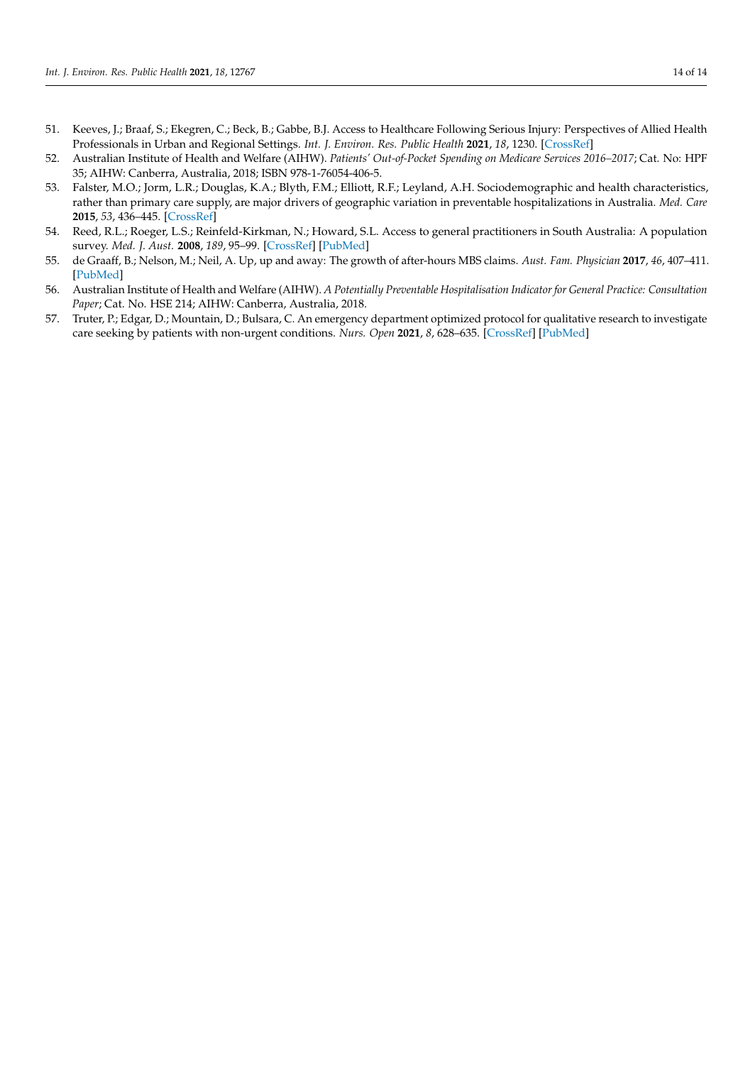51. Keeves, J.; Braaf, S.; Ekegren, C.; Beck, B.; Gabbe, B.J. Access to Healthcare Following Serious Injury: Perspectives of Allied Health Professionals in Urban and Regional Settings. *Int. J. Environ. Res. Public Health* **2021**, *18*, 1230. [CrossRef]
52. Australian Institute of Health and Welfare (AIHW). *Patients' Out-of-Pocket Spending on Medicare Services 2016–2017*; Cat. No: HPF 35; AIHW: Canberra, Australia, 2018; ISBN 978-1-76054-406-5.
53. Falster, M.O.; Jorm, L.R.; Douglas, K.A.; Blyth, F.M.; Elliott, R.F.; Leyland, A.H. Sociodemographic and health characteristics, rather than primary care supply, are major drivers of geographic variation in preventable hospitalizations in Australia. *Med. Care* **2015**, *53*, 436–445. [CrossRef]
54. Reed, R.L.; Roeger, L.S.; Reinfeld-Kirkman, N.; Howard, S.L. Access to general practitioners in South Australia: A population survey. *Med. J. Aust.* **2008**, *189*, 95–99. [CrossRef] [PubMed]
55. de Graaff, B.; Nelson, M.; Neil, A. Up, up and away: The growth of after-hours MBS claims. *Aust. Fam. Physician* **2017**, *46*, 407–411. [PubMed]
56. Australian Institute of Health and Welfare (AIHW). *A Potentially Preventable Hospitalisation Indicator for General Practice: Consultation Paper*; Cat. No. HSE 214; AIHW: Canberra, Australia, 2018.
57. Truter, P.; Edgar, D.; Mountain, D.; Bulsara, C. An emergency department optimized protocol for qualitative research to investigate care seeking by patients with non-urgent conditions. *Nurs. Open* **2021**, *8*, 628–635. [CrossRef] [PubMed]